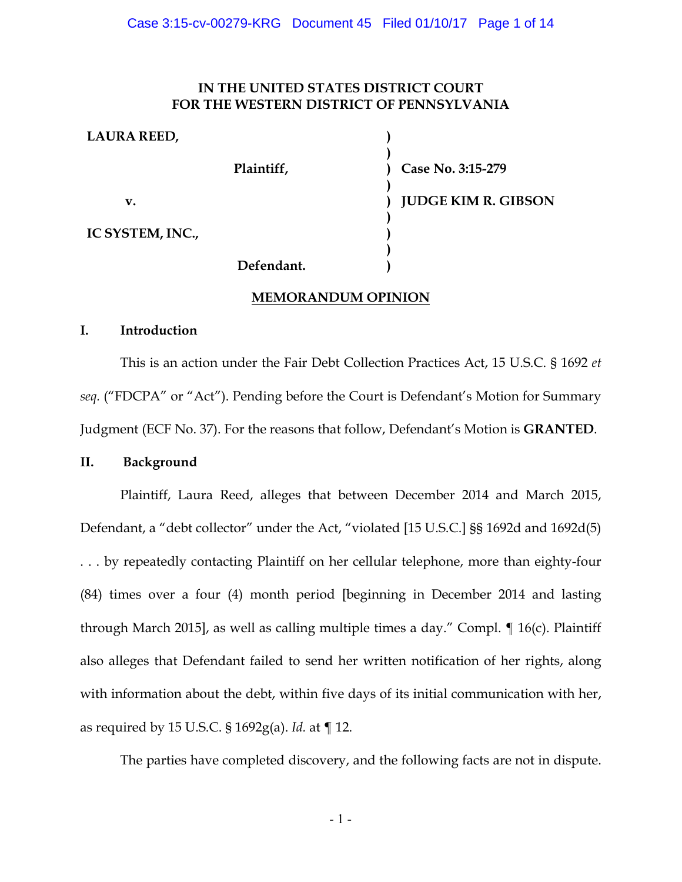**IN THE UNITED STATES DISTRICT COURT**
**FOR THE WESTERN DISTRICT OF PENNSYLVANIA**

| | | |
|---|---|---|
| **LAURA REED,** | ) | |
| | ) | |
| **Plaintiff,** | ) | **Case No. 3:15-279** |
| | ) | |
| **v.** | ) | **JUDGE KIM R. GIBSON** |
| | ) | |
| **IC SYSTEM, INC.,** | ) | |
| | ) | |
| **Defendant.** | ) | |

## MEMORANDUM OPINION

### I. Introduction

This is an action under the Fair Debt Collection Practices Act, 15 U.S.C. § 1692 *et seq.* ("FDCPA" or "Act"). Pending before the Court is Defendant's Motion for Summary Judgment (ECF No. 37). For the reasons that follow, Defendant's Motion is **GRANTED**.

### II. Background

Plaintiff, Laura Reed, alleges that between December 2014 and March 2015, Defendant, a "debt collector" under the Act, "violated [15 U.S.C.] §§ 1692d and 1692d(5) . . . by repeatedly contacting Plaintiff on her cellular telephone, more than eighty-four (84) times over a four (4) month period [beginning in December 2014 and lasting through March 2015], as well as calling multiple times a day." Compl. ¶ 16(c). Plaintiff also alleges that Defendant failed to send her written notification of her rights, along with information about the debt, within five days of its initial communication with her, as required by 15 U.S.C. § 1692g(a). *Id.* at ¶ 12.

The parties have completed discovery, and the following facts are not in dispute.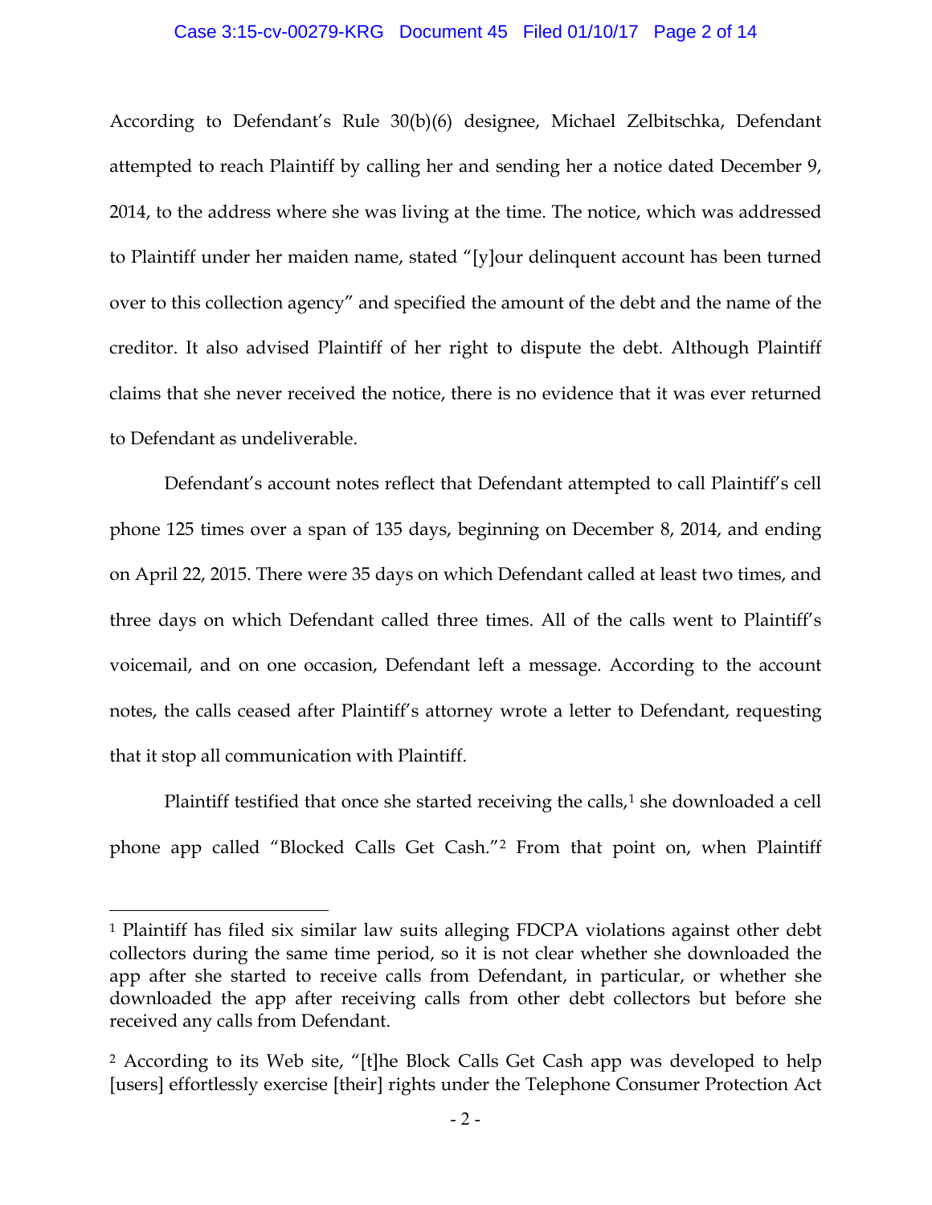According to Defendant's Rule 30(b)(6) designee, Michael Zelbitschka, Defendant attempted to reach Plaintiff by calling her and sending her a notice dated December 9, 2014, to the address where she was living at the time. The notice, which was addressed to Plaintiff under her maiden name, stated "[y]our delinquent account has been turned over to this collection agency" and specified the amount of the debt and the name of the creditor. It also advised Plaintiff of her right to dispute the debt. Although Plaintiff claims that she never received the notice, there is no evidence that it was ever returned to Defendant as undeliverable.

Defendant's account notes reflect that Defendant attempted to call Plaintiff's cell phone 125 times over a span of 135 days, beginning on December 8, 2014, and ending on April 22, 2015. There were 35 days on which Defendant called at least two times, and three days on which Defendant called three times. All of the calls went to Plaintiff's voicemail, and on one occasion, Defendant left a message. According to the account notes, the calls ceased after Plaintiff's attorney wrote a letter to Defendant, requesting that it stop all communication with Plaintiff.

Plaintiff testified that once she started receiving the calls,[1] she downloaded a cell phone app called "Blocked Calls Get Cash."[2] From that point on, when Plaintiff

---

[1] Plaintiff has filed six similar law suits alleging FDCPA violations against other debt collectors during the same time period, so it is not clear whether she downloaded the app after she started to receive calls from Defendant, in particular, or whether she downloaded the app after receiving calls from other debt collectors but before she received any calls from Defendant.

[2] According to its Web site, "[t]he Block Calls Get Cash app was developed to help [users] effortlessly exercise [their] rights under the Telephone Consumer Protection Act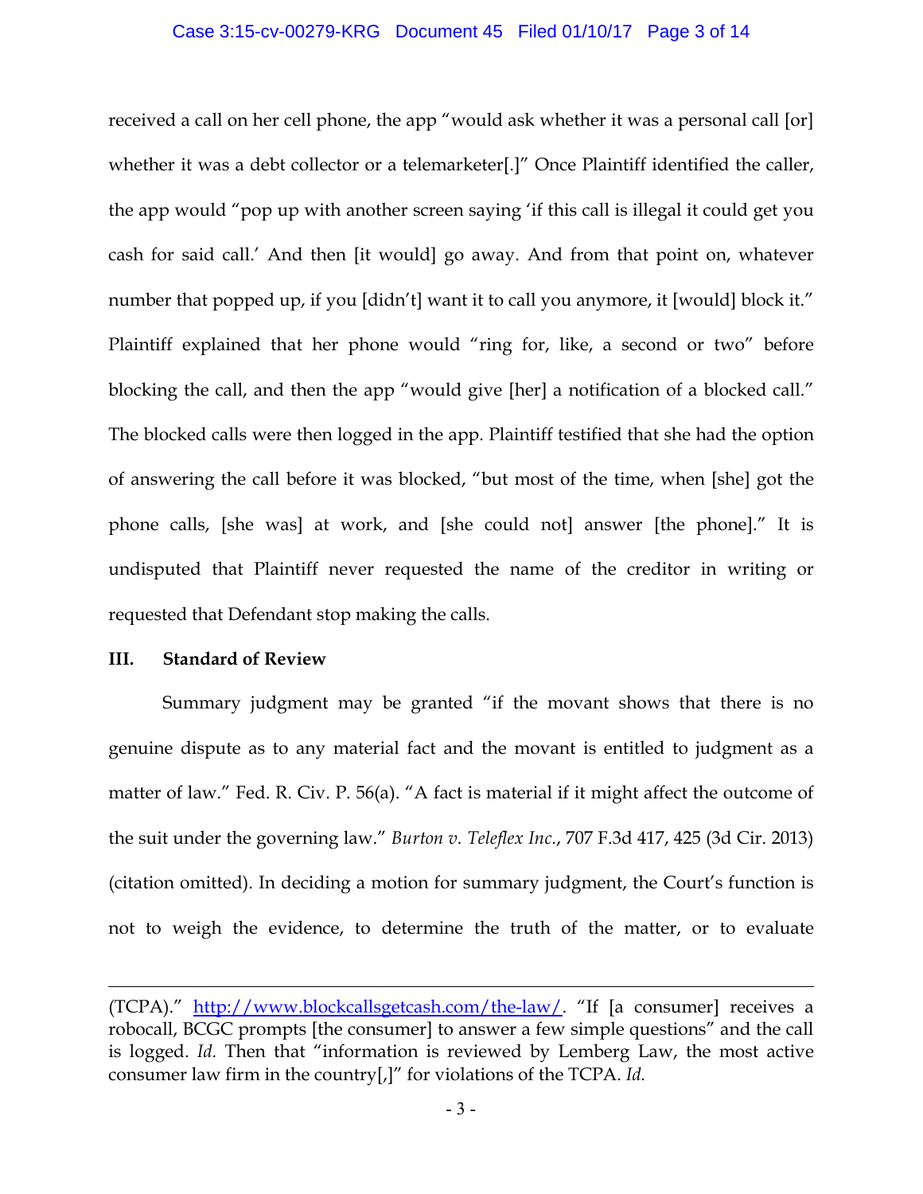received a call on her cell phone, the app "would ask whether it was a personal call [or] whether it was a debt collector or a telemarketer[.]" Once Plaintiff identified the caller, the app would "pop up with another screen saying 'if this call is illegal it could get you cash for said call.' And then [it would] go away. And from that point on, whatever number that popped up, if you [didn't] want it to call you anymore, it [would] block it." Plaintiff explained that her phone would "ring for, like, a second or two" before blocking the call, and then the app "would give [her] a notification of a blocked call." The blocked calls were then logged in the app. Plaintiff testified that she had the option of answering the call before it was blocked, "but most of the time, when [she] got the phone calls, [she was] at work, and [she could not] answer [the phone]." It is undisputed that Plaintiff never requested the name of the creditor in writing or requested that Defendant stop making the calls.

## III. Standard of Review

Summary judgment may be granted "if the movant shows that there is no genuine dispute as to any material fact and the movant is entitled to judgment as a matter of law." Fed. R. Civ. P. 56(a). "A fact is material if it might affect the outcome of the suit under the governing law." *Burton v. Teleflex Inc.*, 707 F.3d 417, 425 (3d Cir. 2013) (citation omitted). In deciding a motion for summary judgment, the Court's function is not to weigh the evidence, to determine the truth of the matter, or to evaluate

---

(TCPA)." http://www.blockcallsgetcash.com/the-law/. "If [a consumer] receives a robocall, BCGC prompts [the consumer] to answer a few simple questions" and the call is logged. *Id.* Then that "information is reviewed by Lemberg Law, the most active consumer law firm in the country[,]" for violations of the TCPA. *Id.*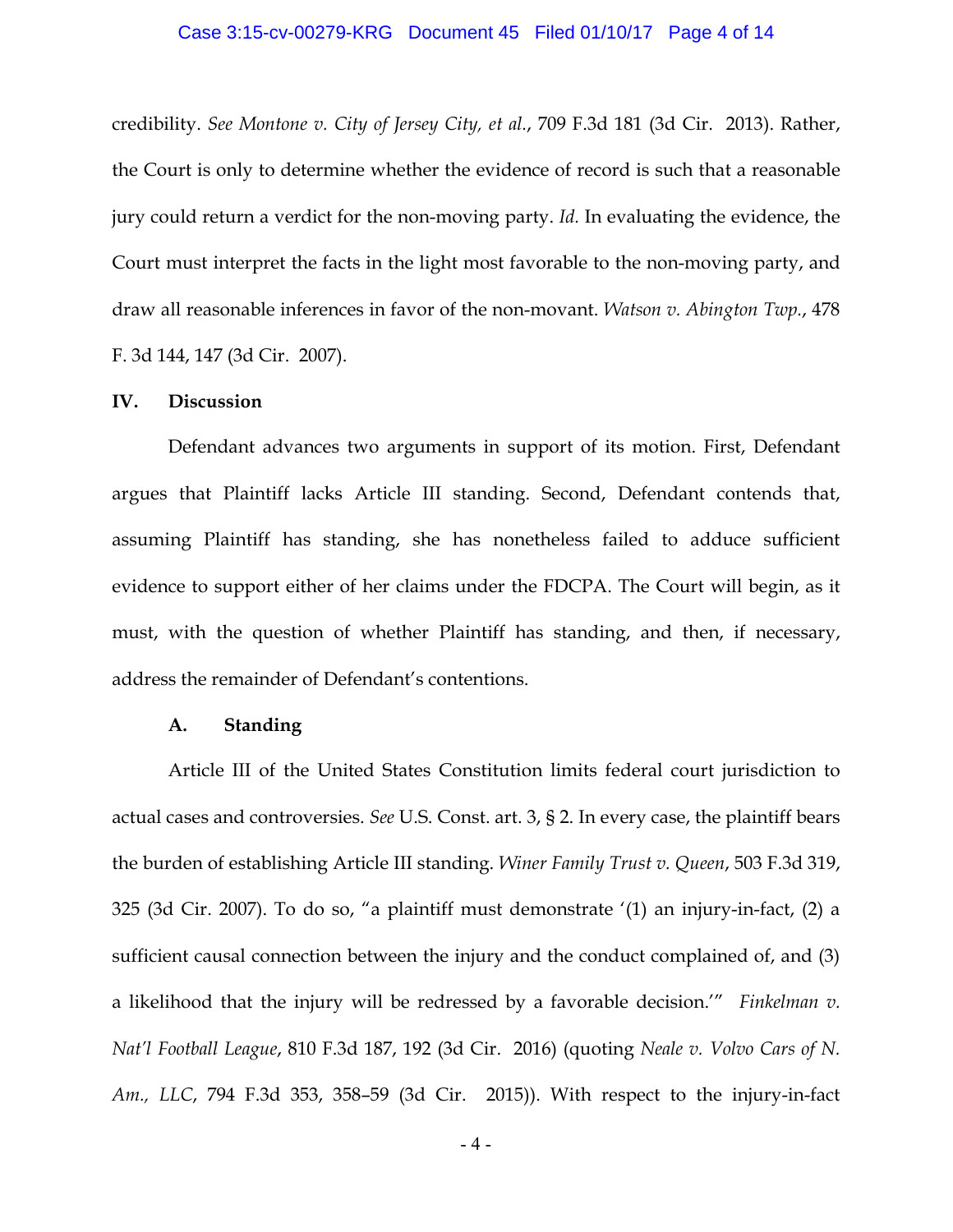credibility. *See Montone v. City of Jersey City, et al.*, 709 F.3d 181 (3d Cir. 2013). Rather, the Court is only to determine whether the evidence of record is such that a reasonable jury could return a verdict for the non-moving party. *Id.* In evaluating the evidence, the Court must interpret the facts in the light most favorable to the non-moving party, and draw all reasonable inferences in favor of the non-movant. *Watson v. Abington Twp.*, 478 F. 3d 144, 147 (3d Cir. 2007).

## IV. Discussion

Defendant advances two arguments in support of its motion. First, Defendant argues that Plaintiff lacks Article III standing. Second, Defendant contends that, assuming Plaintiff has standing, she has nonetheless failed to adduce sufficient evidence to support either of her claims under the FDCPA. The Court will begin, as it must, with the question of whether Plaintiff has standing, and then, if necessary, address the remainder of Defendant's contentions.

### A. Standing

Article III of the United States Constitution limits federal court jurisdiction to actual cases and controversies. *See* U.S. Const. art. 3, § 2. In every case, the plaintiff bears the burden of establishing Article III standing. *Winer Family Trust v. Queen*, 503 F.3d 319, 325 (3d Cir. 2007). To do so, "a plaintiff must demonstrate '(1) an injury-in-fact, (2) a sufficient causal connection between the injury and the conduct complained of, and (3) a likelihood that the injury will be redressed by a favorable decision.'" *Finkelman v. Nat'l Football League*, 810 F.3d 187, 192 (3d Cir. 2016) (quoting *Neale v. Volvo Cars of N. Am., LLC*, 794 F.3d 353, 358–59 (3d Cir. 2015)). With respect to the injury-in-fact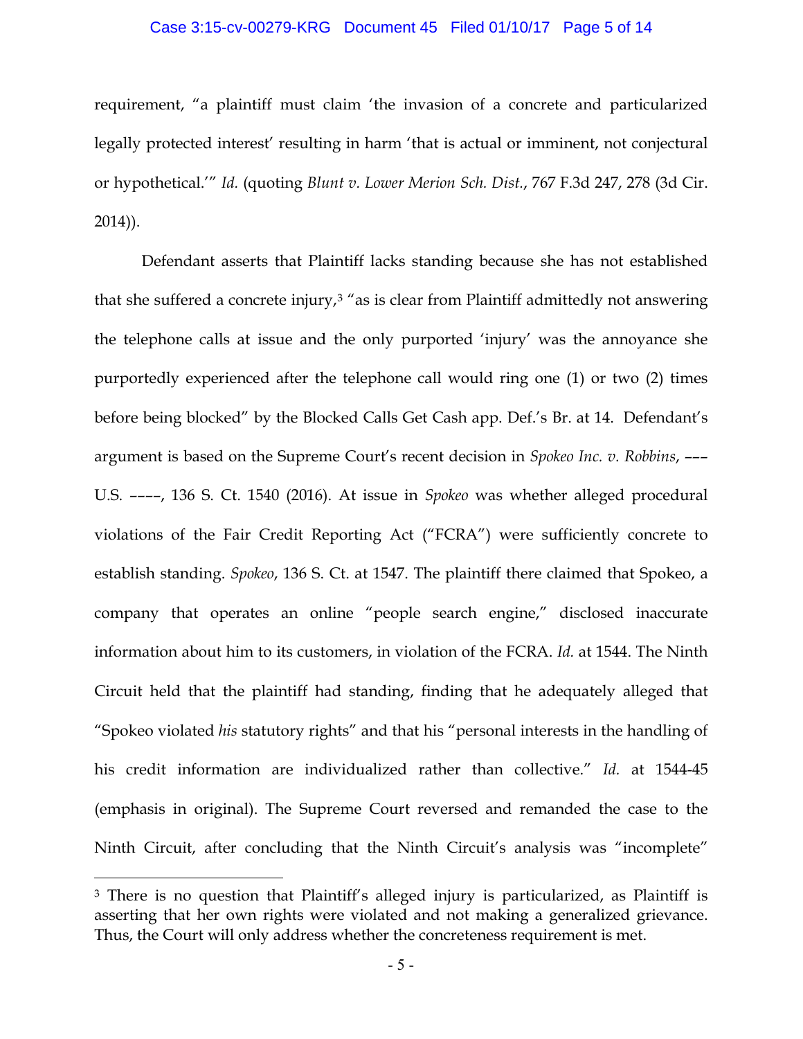requirement, "a plaintiff must claim 'the invasion of a concrete and particularized legally protected interest' resulting in harm 'that is actual or imminent, not conjectural or hypothetical.'" *Id.* (quoting *Blunt v. Lower Merion Sch. Dist.*, 767 F.3d 247, 278 (3d Cir. 2014)).

Defendant asserts that Plaintiff lacks standing because she has not established that she suffered a concrete injury,[3] "as is clear from Plaintiff admittedly not answering the telephone calls at issue and the only purported 'injury' was the annoyance she purportedly experienced after the telephone call would ring one (1) or two (2) times before being blocked" by the Blocked Calls Get Cash app. Def.'s Br. at 14. Defendant's argument is based on the Supreme Court's recent decision in *Spokeo Inc. v. Robbins*, ––– U.S. ––––, 136 S. Ct. 1540 (2016). At issue in *Spokeo* was whether alleged procedural violations of the Fair Credit Reporting Act ("FCRA") were sufficiently concrete to establish standing. *Spokeo*, 136 S. Ct. at 1547. The plaintiff there claimed that Spokeo, a company that operates an online "people search engine," disclosed inaccurate information about him to its customers, in violation of the FCRA. *Id.* at 1544. The Ninth Circuit held that the plaintiff had standing, finding that he adequately alleged that "Spokeo violated *his* statutory rights" and that his "personal interests in the handling of his credit information are individualized rather than collective." *Id.* at 1544-45 (emphasis in original). The Supreme Court reversed and remanded the case to the Ninth Circuit, after concluding that the Ninth Circuit's analysis was "incomplete"

---

[3] There is no question that Plaintiff's alleged injury is particularized, as Plaintiff is asserting that her own rights were violated and not making a generalized grievance. Thus, the Court will only address whether the concreteness requirement is met.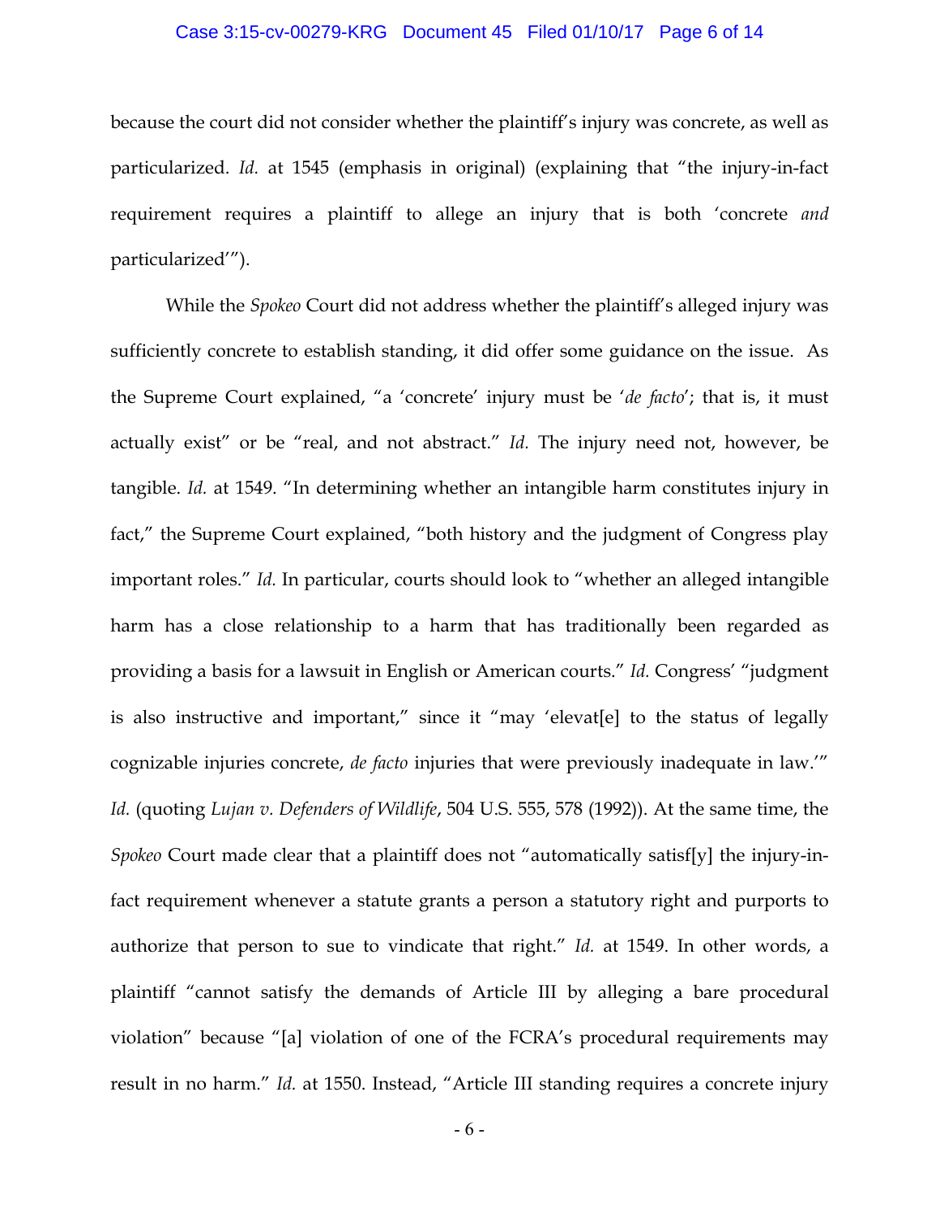because the court did not consider whether the plaintiff's injury was concrete, as well as particularized. *Id.* at 1545 (emphasis in original) (explaining that "the injury-in-fact requirement requires a plaintiff to allege an injury that is both 'concrete *and* particularized'").

While the *Spokeo* Court did not address whether the plaintiff's alleged injury was sufficiently concrete to establish standing, it did offer some guidance on the issue. As the Supreme Court explained, "a 'concrete' injury must be '*de facto*'; that is, it must actually exist" or be "real, and not abstract." *Id.* The injury need not, however, be tangible. *Id.* at 1549. "In determining whether an intangible harm constitutes injury in fact," the Supreme Court explained, "both history and the judgment of Congress play important roles." *Id.* In particular, courts should look to "whether an alleged intangible harm has a close relationship to a harm that has traditionally been regarded as providing a basis for a lawsuit in English or American courts." *Id.* Congress' "judgment is also instructive and important," since it "may 'elevat[e] to the status of legally cognizable injuries concrete, *de facto* injuries that were previously inadequate in law.'" *Id.* (quoting *Lujan v. Defenders of Wildlife*, 504 U.S. 555, 578 (1992)). At the same time, the *Spokeo* Court made clear that a plaintiff does not "automatically satisf[y] the injury-in-fact requirement whenever a statute grants a person a statutory right and purports to authorize that person to sue to vindicate that right." *Id.* at 1549. In other words, a plaintiff "cannot satisfy the demands of Article III by alleging a bare procedural violation" because "[a] violation of one of the FCRA's procedural requirements may result in no harm." *Id.* at 1550. Instead, "Article III standing requires a concrete injury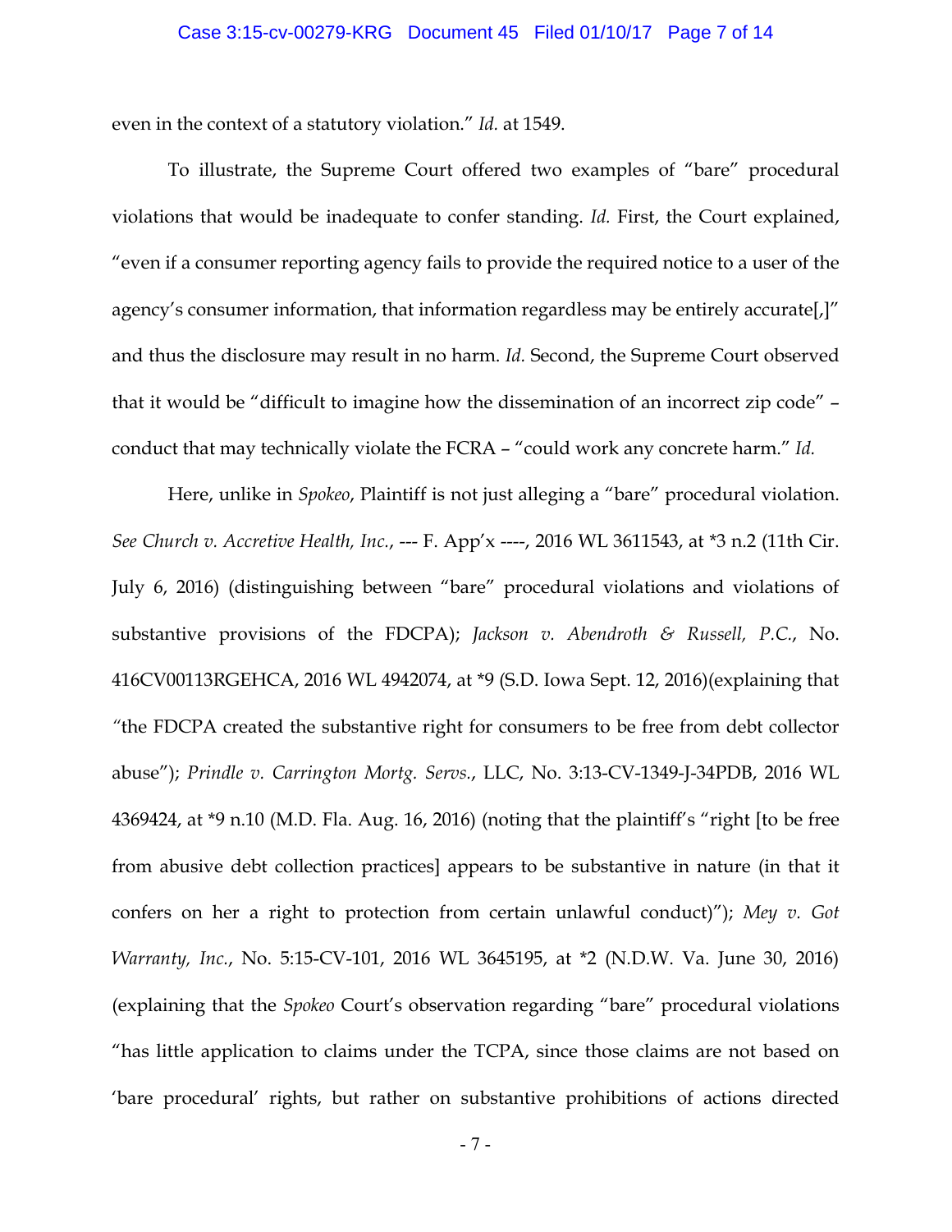even in the context of a statutory violation." *Id.* at 1549.

To illustrate, the Supreme Court offered two examples of "bare" procedural violations that would be inadequate to confer standing. *Id.* First, the Court explained, "even if a consumer reporting agency fails to provide the required notice to a user of the agency's consumer information, that information regardless may be entirely accurate[,]" and thus the disclosure may result in no harm. *Id.* Second, the Supreme Court observed that it would be "difficult to imagine how the dissemination of an incorrect zip code" – conduct that may technically violate the FCRA – "could work any concrete harm." *Id.*

Here, unlike in *Spokeo*, Plaintiff is not just alleging a "bare" procedural violation. *See Church v. Accretive Health, Inc.*, --- F. App'x ----, 2016 WL 3611543, at *3 n.2 (11th Cir. July 6, 2016) (distinguishing between "bare" procedural violations and violations of substantive provisions of the FDCPA); *Jackson v. Abendroth & Russell, P.C.*, No. 416CV00113RGEHCA, 2016 WL 4942074, at *9 (S.D. Iowa Sept. 12, 2016)(explaining that "the FDCPA created the substantive right for consumers to be free from debt collector abuse"); *Prindle v. Carrington Mortg. Servs.*, LLC, No. 3:13-CV-1349-J-34PDB, 2016 WL 4369424, at *9 n.10 (M.D. Fla. Aug. 16, 2016) (noting that the plaintiff's "right [to be free from abusive debt collection practices] appears to be substantive in nature (in that it confers on her a right to protection from certain unlawful conduct)"); *Mey v. Got Warranty, Inc.*, No. 5:15-CV-101, 2016 WL 3645195, at *2 (N.D.W. Va. June 30, 2016) (explaining that the *Spokeo* Court's observation regarding "bare" procedural violations "has little application to claims under the TCPA, since those claims are not based on 'bare procedural' rights, but rather on substantive prohibitions of actions directed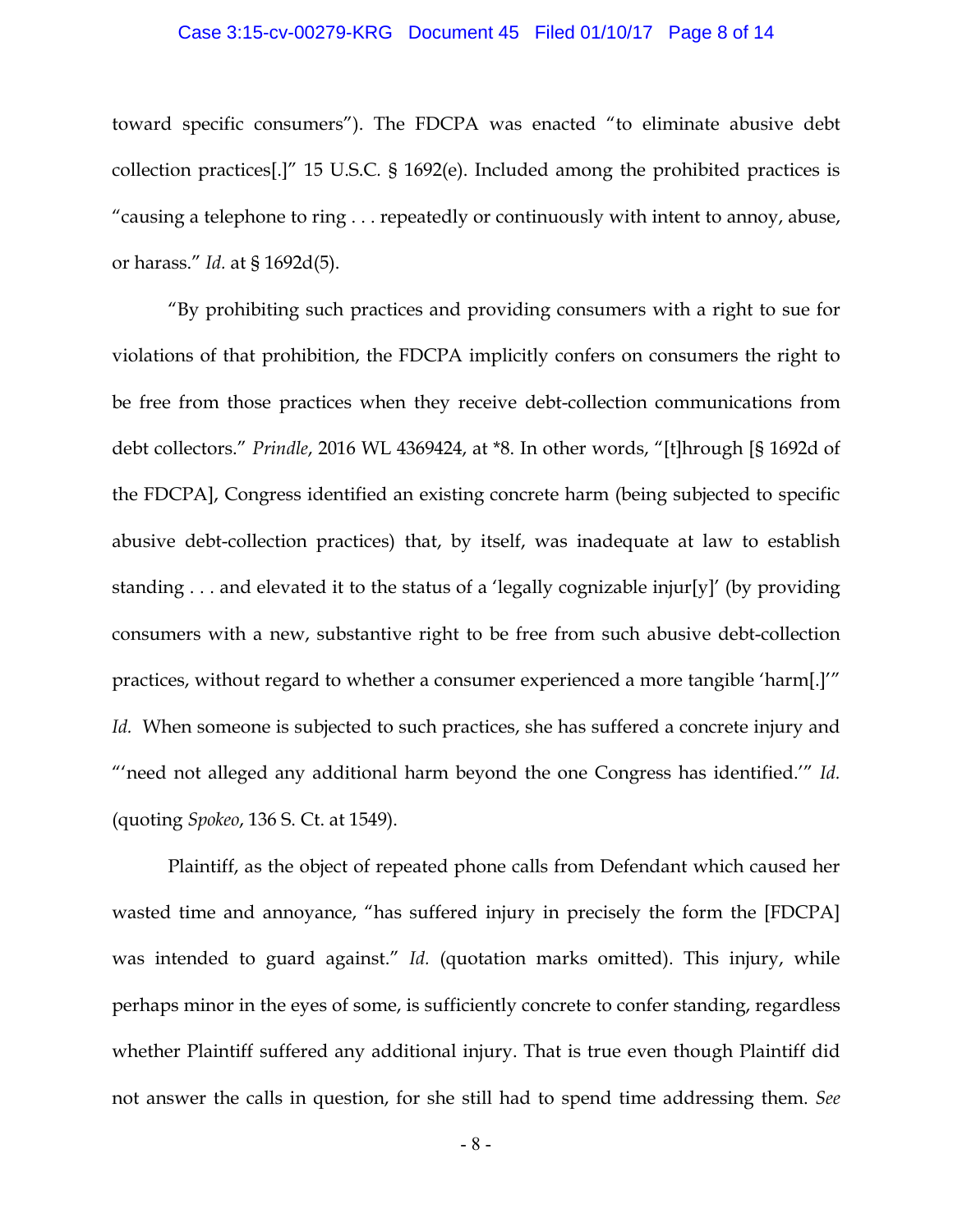toward specific consumers"). The FDCPA was enacted "to eliminate abusive debt collection practices[.]" 15 U.S.C. § 1692(e). Included among the prohibited practices is "causing a telephone to ring . . . repeatedly or continuously with intent to annoy, abuse, or harass." *Id.* at § 1692d(5).

"By prohibiting such practices and providing consumers with a right to sue for violations of that prohibition, the FDCPA implicitly confers on consumers the right to be free from those practices when they receive debt-collection communications from debt collectors." *Prindle*, 2016 WL 4369424, at *8. In other words, "[t]hrough [§ 1692d of the FDCPA], Congress identified an existing concrete harm (being subjected to specific abusive debt-collection practices) that, by itself, was inadequate at law to establish standing . . . and elevated it to the status of a 'legally cognizable injur[y]' (by providing consumers with a new, substantive right to be free from such abusive debt-collection practices, without regard to whether a consumer experienced a more tangible 'harm[.]'" *Id.* When someone is subjected to such practices, she has suffered a concrete injury and "'need not alleged any additional harm beyond the one Congress has identified.'" *Id.* (quoting *Spokeo*, 136 S. Ct. at 1549).

Plaintiff, as the object of repeated phone calls from Defendant which caused her wasted time and annoyance, "has suffered injury in precisely the form the [FDCPA] was intended to guard against." *Id.* (quotation marks omitted). This injury, while perhaps minor in the eyes of some, is sufficiently concrete to confer standing, regardless whether Plaintiff suffered any additional injury. That is true even though Plaintiff did not answer the calls in question, for she still had to spend time addressing them. *See*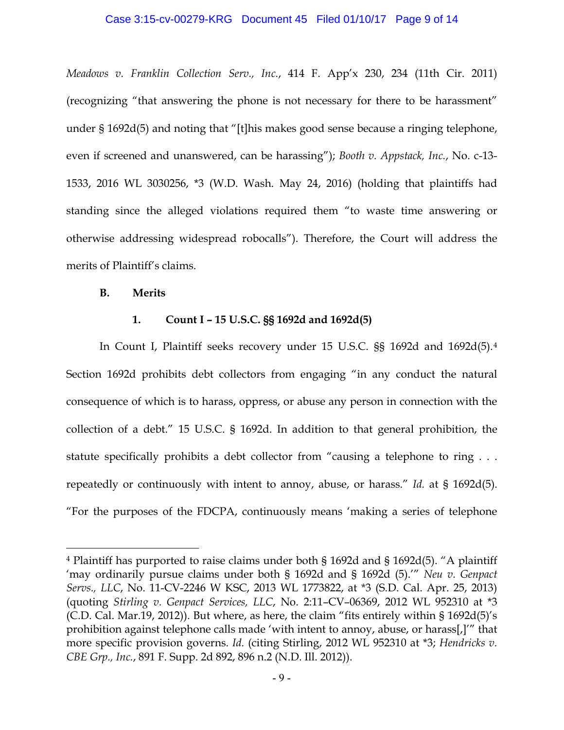*Meadows v. Franklin Collection Serv., Inc.*, 414 F. App'x 230, 234 (11th Cir. 2011) (recognizing "that answering the phone is not necessary for there to be harassment" under § 1692d(5) and noting that "[t]his makes good sense because a ringing telephone, even if screened and unanswered, can be harassing"); *Booth v. Appstack, Inc.*, No. c-13-1533, 2016 WL 3030256, *3 (W.D. Wash. May 24, 2016) (holding that plaintiffs had standing since the alleged violations required them "to waste time answering or otherwise addressing widespread robocalls"). Therefore, the Court will address the merits of Plaintiff's claims.

**B. Merits**

**1. Count I – 15 U.S.C. §§ 1692d and 1692d(5)**

In Count I, Plaintiff seeks recovery under 15 U.S.C. §§ 1692d and 1692d(5).[4] Section 1692d prohibits debt collectors from engaging "in any conduct the natural consequence of which is to harass, oppress, or abuse any person in connection with the collection of a debt." 15 U.S.C. § 1692d. In addition to that general prohibition, the statute specifically prohibits a debt collector from "causing a telephone to ring . . . repeatedly or continuously with intent to annoy, abuse, or harass." *Id.* at § 1692d(5). "For the purposes of the FDCPA, continuously means 'making a series of telephone

---

[4] Plaintiff has purported to raise claims under both § 1692d and § 1692d(5). "A plaintiff 'may ordinarily pursue claims under both § 1692d and § 1692d (5).'" *Neu v. Genpact Servs., LLC*, No. 11-CV-2246 W KSC, 2013 WL 1773822, at *3 (S.D. Cal. Apr. 25, 2013) (quoting *Stirling v. Genpact Services, LLC*, No. 2:11–CV–06369, 2012 WL 952310 at *3 (C.D. Cal. Mar.19, 2012)). But where, as here, the claim "fits entirely within § 1692d(5)'s prohibition against telephone calls made 'with intent to annoy, abuse, or harass[,]'" that more specific provision governs. *Id.* (citing Stirling, 2012 WL 952310 at *3; *Hendricks v. CBE Grp., Inc.*, 891 F. Supp. 2d 892, 896 n.2 (N.D. Ill. 2012)).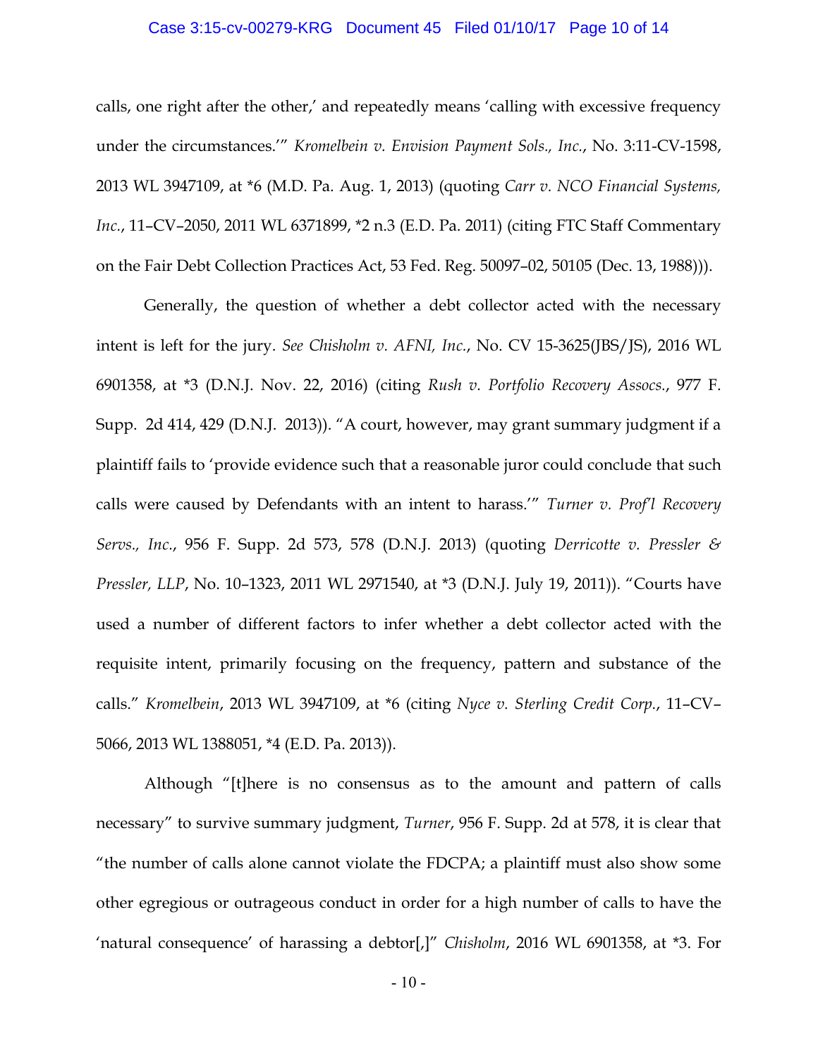calls, one right after the other,' and repeatedly means 'calling with excessive frequency under the circumstances.'" *Kromelbein v. Envision Payment Sols., Inc.*, No. 3:11-CV-1598, 2013 WL 3947109, at *6 (M.D. Pa. Aug. 1, 2013) (quoting *Carr v. NCO Financial Systems, Inc.*, 11–CV–2050, 2011 WL 6371899, *2 n.3 (E.D. Pa. 2011) (citing FTC Staff Commentary on the Fair Debt Collection Practices Act, 53 Fed. Reg. 50097–02, 50105 (Dec. 13, 1988))).

Generally, the question of whether a debt collector acted with the necessary intent is left for the jury. *See Chisholm v. AFNI, Inc.*, No. CV 15-3625(JBS/JS), 2016 WL 6901358, at *3 (D.N.J. Nov. 22, 2016) (citing *Rush v. Portfolio Recovery Assocs.*, 977 F. Supp. 2d 414, 429 (D.N.J. 2013)). "A court, however, may grant summary judgment if a plaintiff fails to 'provide evidence such that a reasonable juror could conclude that such calls were caused by Defendants with an intent to harass.'" *Turner v. Prof'l Recovery Servs., Inc.*, 956 F. Supp. 2d 573, 578 (D.N.J. 2013) (quoting *Derricotte v. Pressler & Pressler, LLP*, No. 10–1323, 2011 WL 2971540, at *3 (D.N.J. July 19, 2011)). "Courts have used a number of different factors to infer whether a debt collector acted with the requisite intent, primarily focusing on the frequency, pattern and substance of the calls." *Kromelbein*, 2013 WL 3947109, at *6 (citing *Nyce v. Sterling Credit Corp.*, 11–CV–5066, 2013 WL 1388051, *4 (E.D. Pa. 2013)).

Although "[t]here is no consensus as to the amount and pattern of calls necessary" to survive summary judgment, *Turner*, 956 F. Supp. 2d at 578, it is clear that "the number of calls alone cannot violate the FDCPA; a plaintiff must also show some other egregious or outrageous conduct in order for a high number of calls to have the 'natural consequence' of harassing a debtor[,]" *Chisholm*, 2016 WL 6901358, at *3. For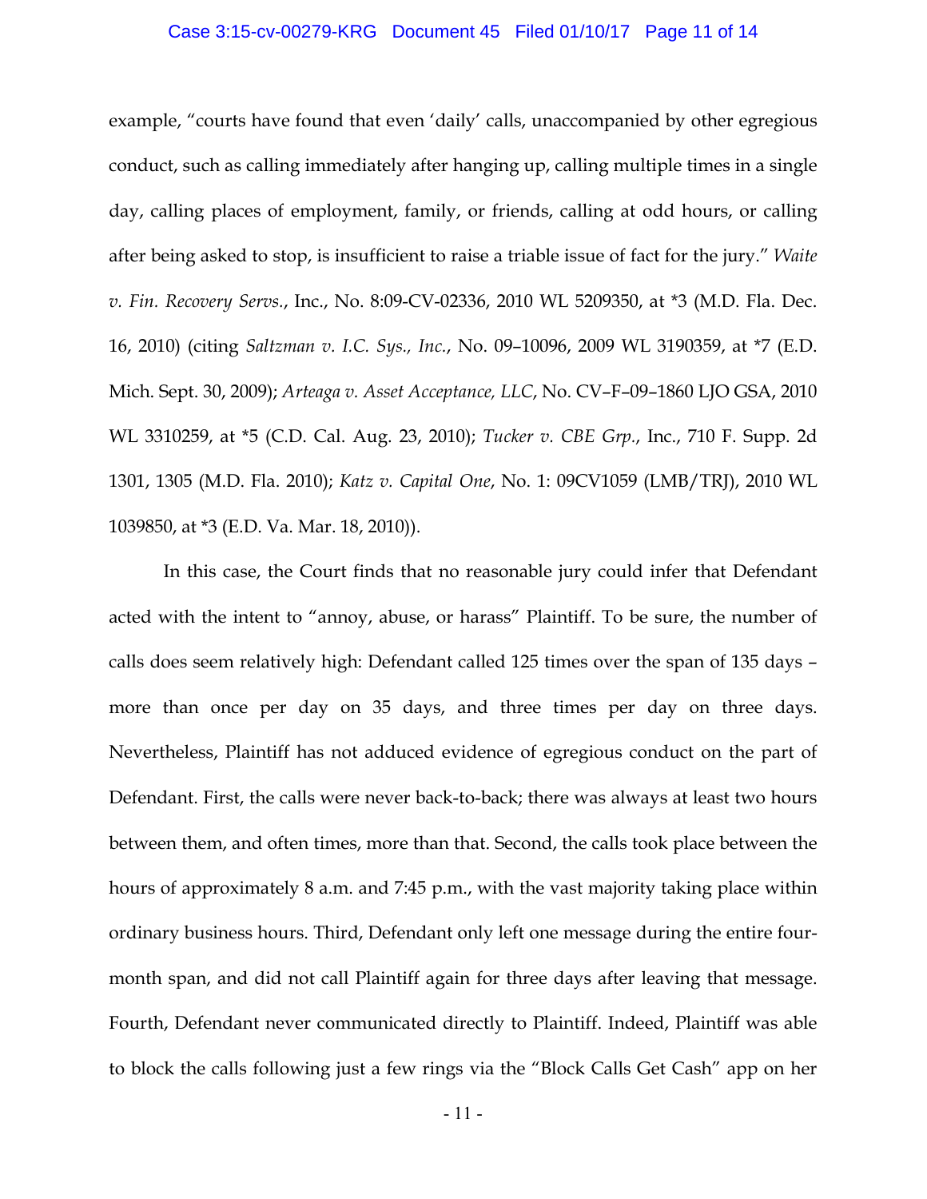example, "courts have found that even 'daily' calls, unaccompanied by other egregious conduct, such as calling immediately after hanging up, calling multiple times in a single day, calling places of employment, family, or friends, calling at odd hours, or calling after being asked to stop, is insufficient to raise a triable issue of fact for the jury." *Waite v. Fin. Recovery Servs.*, Inc., No. 8:09-CV-02336, 2010 WL 5209350, at *3 (M.D. Fla. Dec. 16, 2010) (citing *Saltzman v. I.C. Sys., Inc.*, No. 09–10096, 2009 WL 3190359, at *7 (E.D. Mich. Sept. 30, 2009); *Arteaga v. Asset Acceptance, LLC*, No. CV–F–09–1860 LJO GSA, 2010 WL 3310259, at *5 (C.D. Cal. Aug. 23, 2010); *Tucker v. CBE Grp.*, Inc., 710 F. Supp. 2d 1301, 1305 (M.D. Fla. 2010); *Katz v. Capital One*, No. 1: 09CV1059 (LMB/TRJ), 2010 WL 1039850, at *3 (E.D. Va. Mar. 18, 2010)).

In this case, the Court finds that no reasonable jury could infer that Defendant acted with the intent to "annoy, abuse, or harass" Plaintiff. To be sure, the number of calls does seem relatively high: Defendant called 125 times over the span of 135 days – more than once per day on 35 days, and three times per day on three days. Nevertheless, Plaintiff has not adduced evidence of egregious conduct on the part of Defendant. First, the calls were never back-to-back; there was always at least two hours between them, and often times, more than that. Second, the calls took place between the hours of approximately 8 a.m. and 7:45 p.m., with the vast majority taking place within ordinary business hours. Third, Defendant only left one message during the entire four-month span, and did not call Plaintiff again for three days after leaving that message. Fourth, Defendant never communicated directly to Plaintiff. Indeed, Plaintiff was able to block the calls following just a few rings via the "Block Calls Get Cash" app on her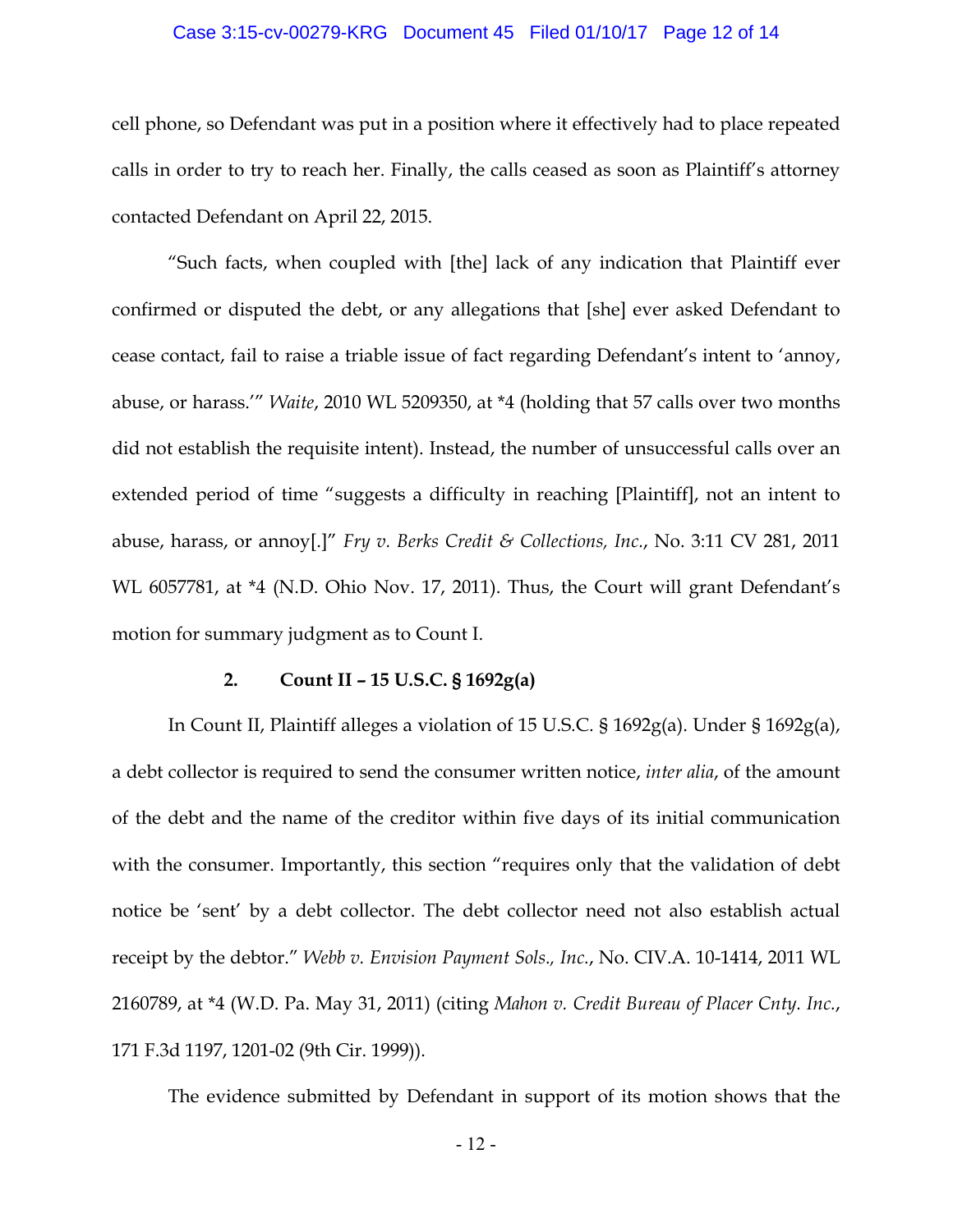cell phone, so Defendant was put in a position where it effectively had to place repeated calls in order to try to reach her. Finally, the calls ceased as soon as Plaintiff's attorney contacted Defendant on April 22, 2015.

"Such facts, when coupled with [the] lack of any indication that Plaintiff ever confirmed or disputed the debt, or any allegations that [she] ever asked Defendant to cease contact, fail to raise a triable issue of fact regarding Defendant's intent to 'annoy, abuse, or harass.'" *Waite*, 2010 WL 5209350, at *4 (holding that 57 calls over two months did not establish the requisite intent). Instead, the number of unsuccessful calls over an extended period of time "suggests a difficulty in reaching [Plaintiff], not an intent to abuse, harass, or annoy[.]" *Fry v. Berks Credit & Collections, Inc.*, No. 3:11 CV 281, 2011 WL 6057781, at *4 (N.D. Ohio Nov. 17, 2011). Thus, the Court will grant Defendant's motion for summary judgment as to Count I.

**2. Count II – 15 U.S.C. § 1692g(a)**

In Count II, Plaintiff alleges a violation of 15 U.S.C. § 1692g(a). Under § 1692g(a), a debt collector is required to send the consumer written notice, *inter alia*, of the amount of the debt and the name of the creditor within five days of its initial communication with the consumer. Importantly, this section "requires only that the validation of debt notice be 'sent' by a debt collector. The debt collector need not also establish actual receipt by the debtor." *Webb v. Envision Payment Sols., Inc.*, No. CIV.A. 10-1414, 2011 WL 2160789, at *4 (W.D. Pa. May 31, 2011) (citing *Mahon v. Credit Bureau of Placer Cnty. Inc.*, 171 F.3d 1197, 1201-02 (9th Cir. 1999)).

The evidence submitted by Defendant in support of its motion shows that the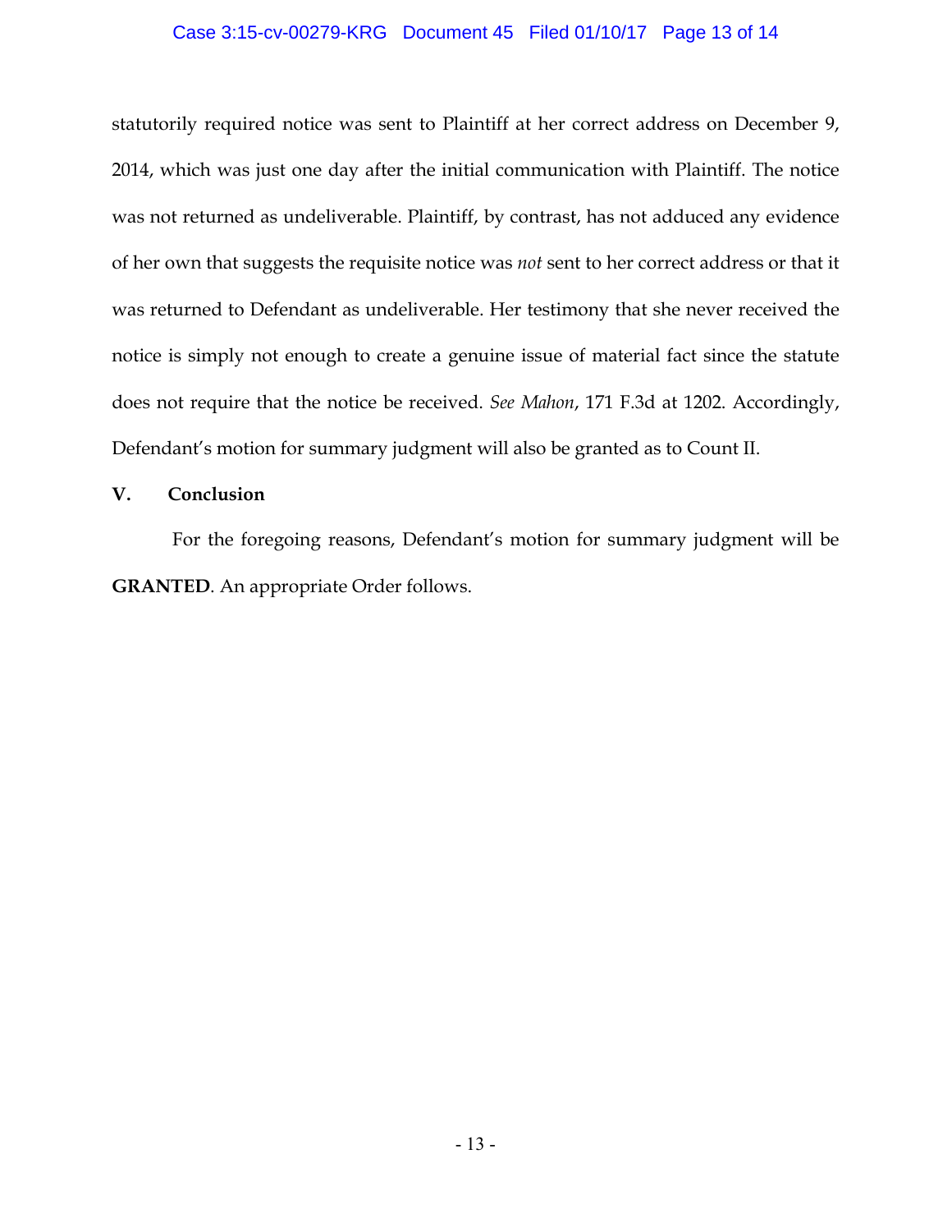statutorily required notice was sent to Plaintiff at her correct address on December 9, 2014, which was just one day after the initial communication with Plaintiff. The notice was not returned as undeliverable. Plaintiff, by contrast, has not adduced any evidence of her own that suggests the requisite notice was *not* sent to her correct address or that it was returned to Defendant as undeliverable. Her testimony that she never received the notice is simply not enough to create a genuine issue of material fact since the statute does not require that the notice be received. *See Mahon*, 171 F.3d at 1202. Accordingly, Defendant's motion for summary judgment will also be granted as to Count II.

## V. Conclusion

For the foregoing reasons, Defendant's motion for summary judgment will be **GRANTED**. An appropriate Order follows.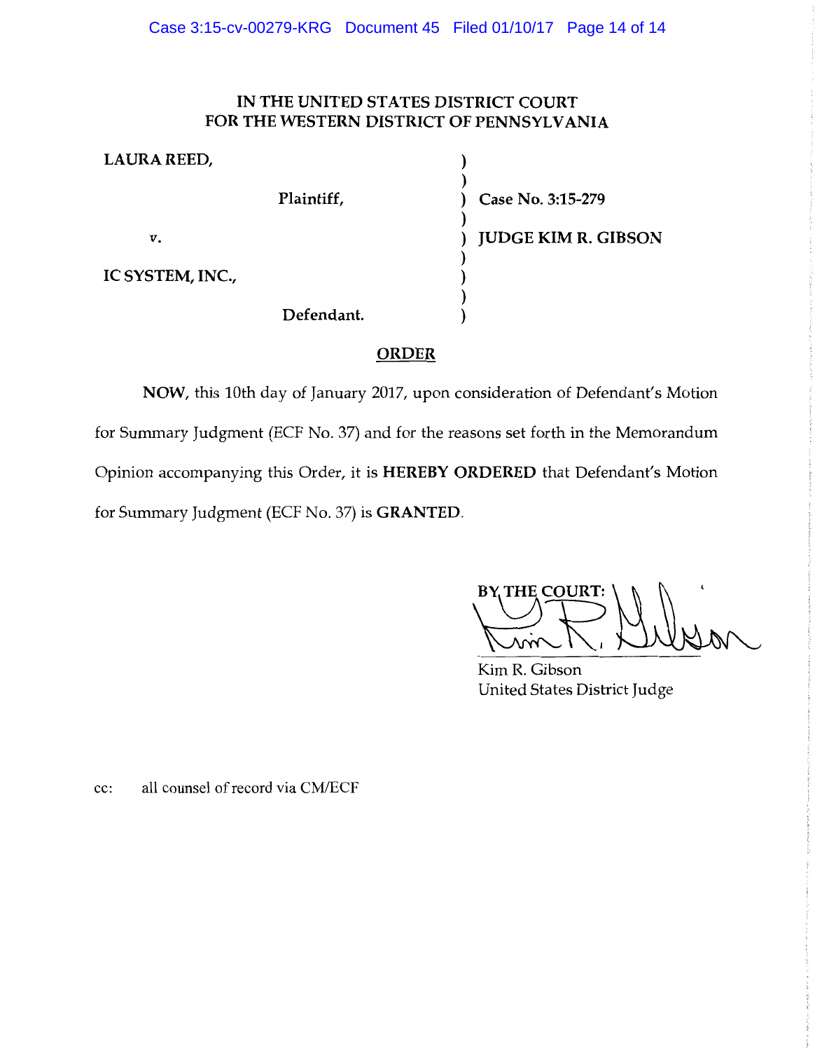**IN THE UNITED STATES DISTRICT COURT**
**FOR THE WESTERN DISTRICT OF PENNSYLVANIA**

| | | |
|---|---|---|
| **LAURA REED,** | ) | |
| Plaintiff, | ) | **Case No. 3:15-279** |
| *v.* | ) | **JUDGE KIM R. GIBSON** |
| **IC SYSTEM, INC.,** | ) | |
| Defendant. | ) | |

**ORDER**

**NOW**, this 10th day of January 2017, upon consideration of Defendant's Motion for Summary Judgment (ECF No. 37) and for the reasons set forth in the Memorandum Opinion accompanying this Order, it is **HEREBY ORDERED** that Defendant's Motion for Summary Judgment (ECF No. 37) is **GRANTED**.

**BY THE COURT:**

Kim R. Gibson
United States District Judge

cc: all counsel of record via CM/ECF